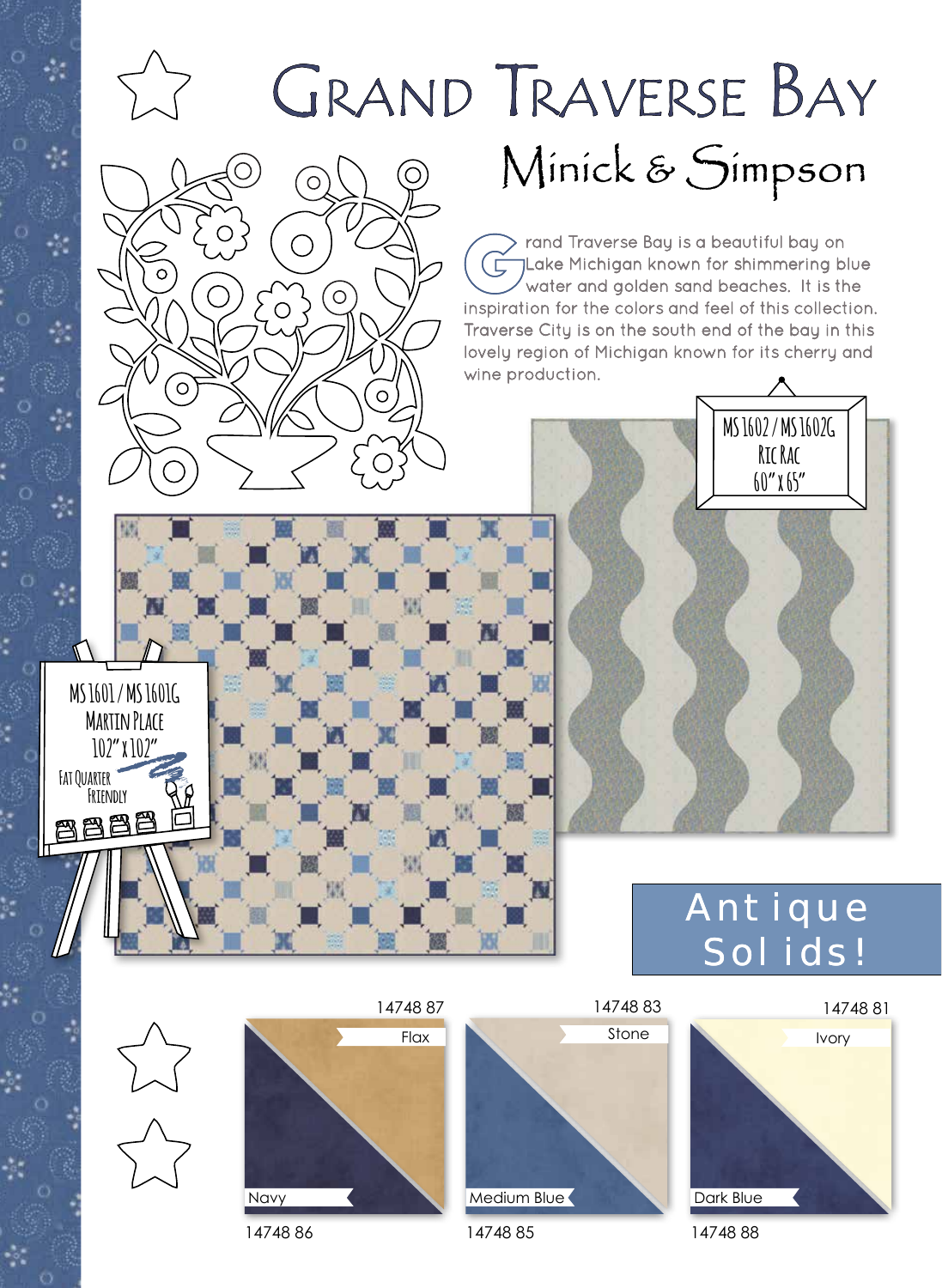# Grand Traverse Bay

## Minick & Simpson

Grand Traverse Bay is a beautiful bay on Lake Michigan known for shimmering blue water and golden sand beaches. It is the inspiration for the colors and feel of this collection. Traverse City is on the south end of the bay in this lovely region of Michigan known for its cherry and wine production.

MS 1602 / MS 1602G
Ric Rac
60" x 65"

MS 1601 / MS 1601G
Martin Place
102" x 102"
Fat Quarter Friendly

## Antique Solids!

| Number | Color |
| --- | --- |
| 14748 87 | Flax |
| 14748 86 | Navy |
| 14748 83 | Stone |
| 14748 85 | Medium Blue |
| 14748 81 | Ivory |
| 14748 88 | Dark Blue |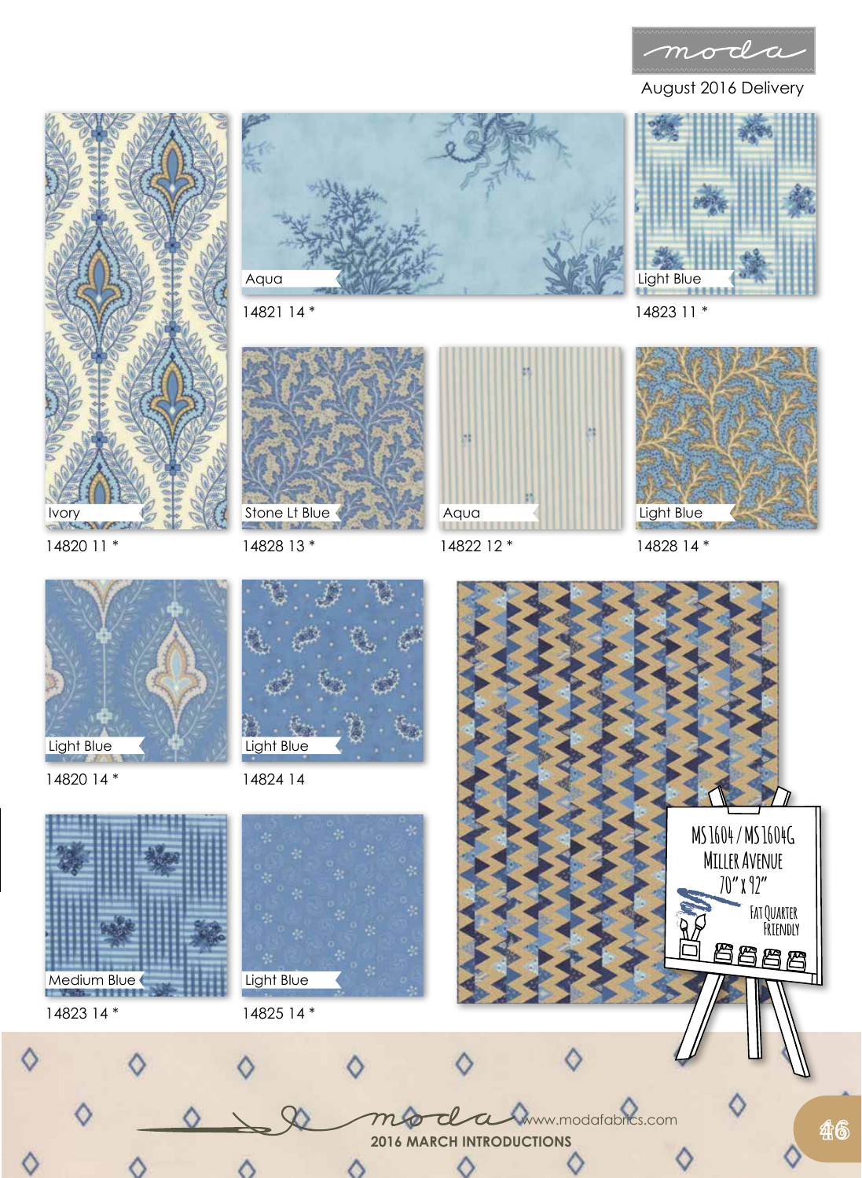August 2016 Delivery

Aqua
14821 14 *

Light Blue
14823 11 *

Ivory
14820 11 *

Stone Lt Blue
14828 13 *

Aqua
14822 12 *

Light Blue
14828 14 *

Light Blue
14820 14 *

Light Blue
14824 14

MS1604 / MS1604G
MILLER AVENUE
70" x 92"
FAT QUARTER FRIENDLY

Medium Blue
14823 14 *

Light Blue
14825 14 *

www.modafabrics.com
2016 MARCH INTRODUCTIONS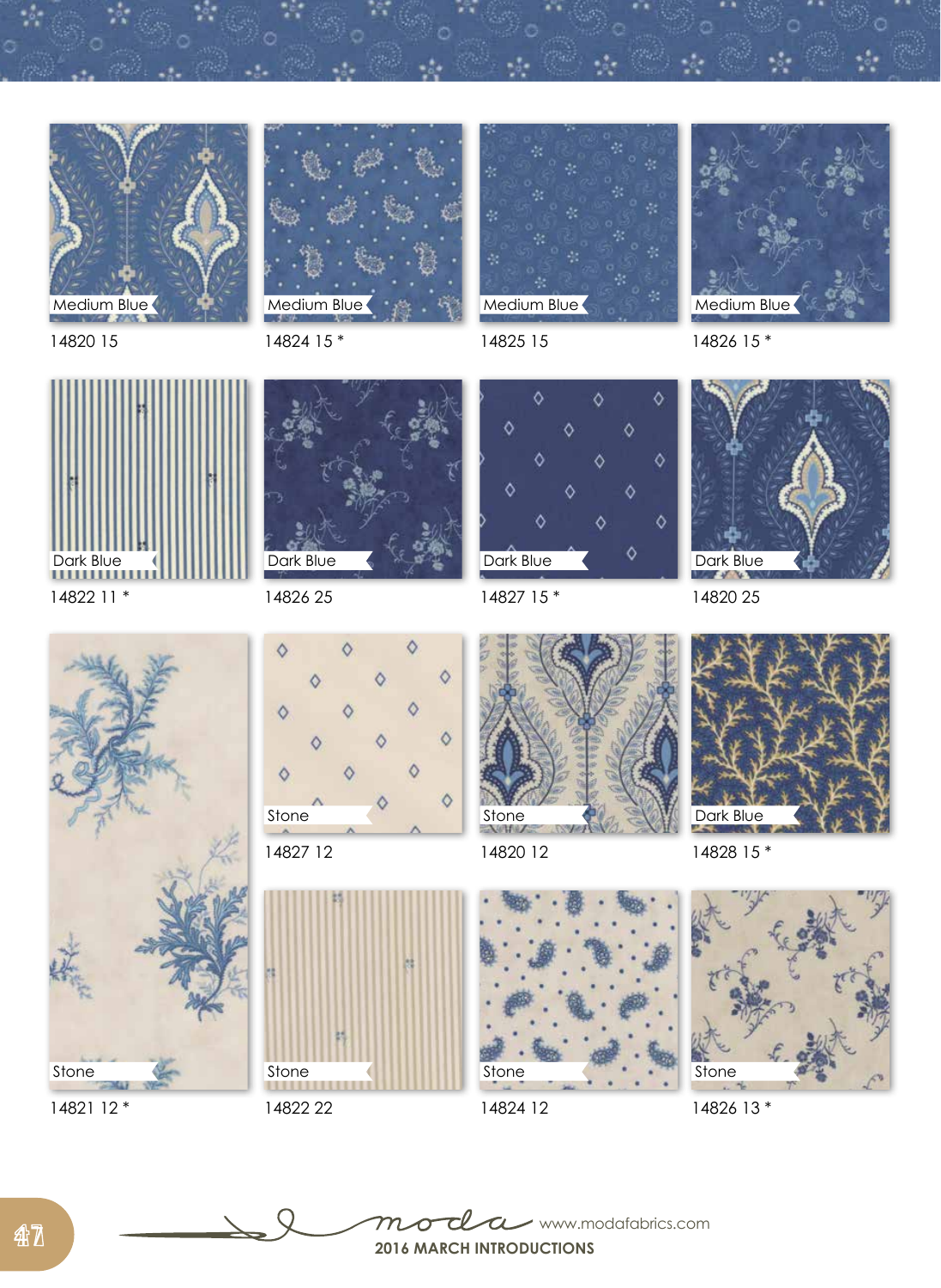Medium Blue
14820 15

Medium Blue
14824 15 *

Medium Blue
14825 15

Medium Blue
14826 15 *

Dark Blue
14822 11 *

Dark Blue
14826 25

Dark Blue
14827 15 *

Dark Blue
14820 25

Stone
14821 12 *

Stone
14827 12

Stone
14820 12

Dark Blue
14828 15 *

Stone
14822 22

Stone
14824 12

Stone
14826 13 *

moda www.modafabrics.com

**2016 MARCH INTRODUCTIONS**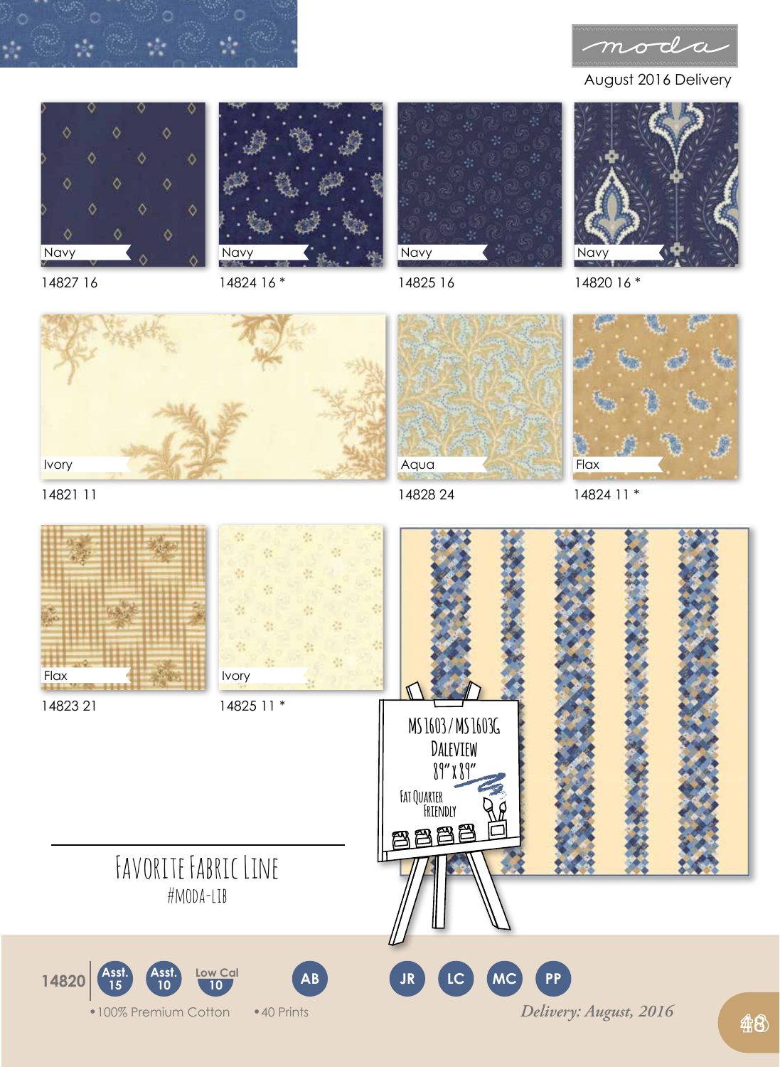moda

August 2016 Delivery

Navy
14827 16

Navy
14824 16 *

Navy
14825 16

Navy
14820 16 *

Ivory
14821 11

Aqua
14828 24

Flax
14824 11 *

Flax
14823 21

Ivory
14825 11 *

MS 1603 / MS 1603G
DALEVIEW
89" x 89"
FAT QUARTER FRIENDLY

FAVORITE FABRIC LINE
#MODA-LIB

14820 | Asst. 15 | Asst. 10 | Low Cal 10 | AB | JR | LC | MC | PP

• 100% Premium Cotton • 40 Prints

*Delivery: August, 2016*